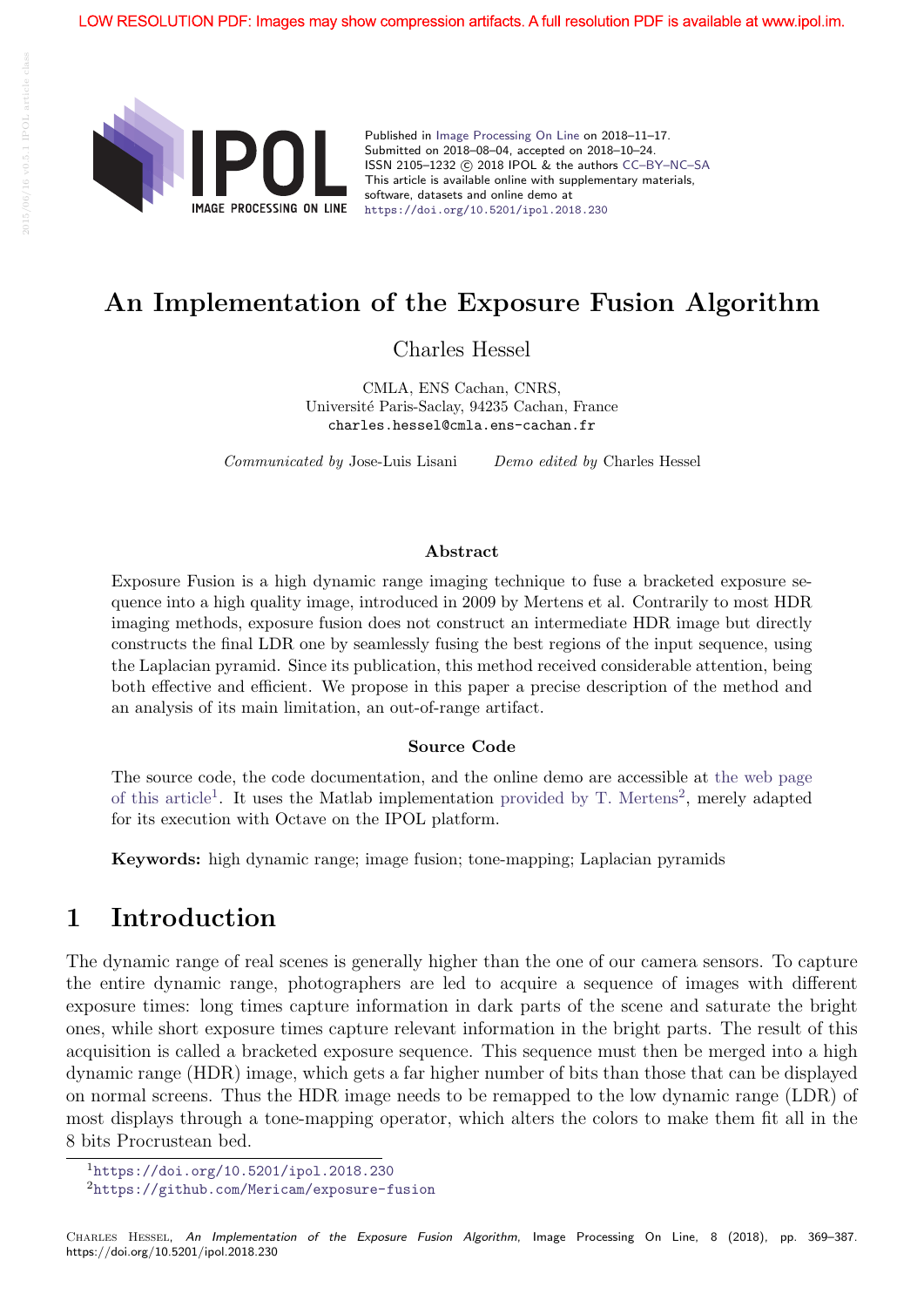LOW RESOLUTION PDF: Images may show compression artifacts. A full resolution PDF is available at www.ipol.im.

Published in Image Processing On Line on 2018–11–17.
Submitted on 2018–08–04, accepted on 2018–10–24.
ISSN 2105–1232 © 2018 IPOL & the authors CC–BY–NC–SA
This article is available online with supplementary materials, software, datasets and online demo at
https://doi.org/10.5201/ipol.2018.230

# An Implementation of the Exposure Fusion Algorithm

Charles Hessel

CMLA, ENS Cachan, CNRS,
Université Paris-Saclay, 94235 Cachan, France
charles.hessel@cmla.ens-cachan.fr

*Communicated by* Jose-Luis Lisani *Demo edited by* Charles Hessel

### Abstract

Exposure Fusion is a high dynamic range imaging technique to fuse a bracketed exposure sequence into a high quality image, introduced in 2009 by Mertens et al. Contrarily to most HDR imaging methods, exposure fusion does not construct an intermediate HDR image but directly constructs the final LDR one by seamlessly fusing the best regions of the input sequence, using the Laplacian pyramid. Since its publication, this method received considerable attention, being both effective and efficient. We propose in this paper a precise description of the method and an analysis of its main limitation, an out-of-range artifact.

### Source Code

The source code, the code documentation, and the online demo are accessible at the web page of this article[1]. It uses the Matlab implementation provided by T. Mertens[2], merely adapted for its execution with Octave on the IPOL platform.

**Keywords:** high dynamic range; image fusion; tone-mapping; Laplacian pyramids

## 1 Introduction

The dynamic range of real scenes is generally higher than the one of our camera sensors. To capture the entire dynamic range, photographers are led to acquire a sequence of images with different exposure times: long times capture information in dark parts of the scene and saturate the bright ones, while short exposure times capture relevant information in the bright parts. The result of this acquisition is called a bracketed exposure sequence. This sequence must then be merged into a high dynamic range (HDR) image, which gets a far higher number of bits than those that can be displayed on normal screens. Thus the HDR image needs to be remapped to the low dynamic range (LDR) of most displays through a tone-mapping operator, which alters the colors to make them fit all in the 8 bits Procrustean bed.

[1] https://doi.org/10.5201/ipol.2018.230
[2] https://github.com/Mericam/exposure-fusion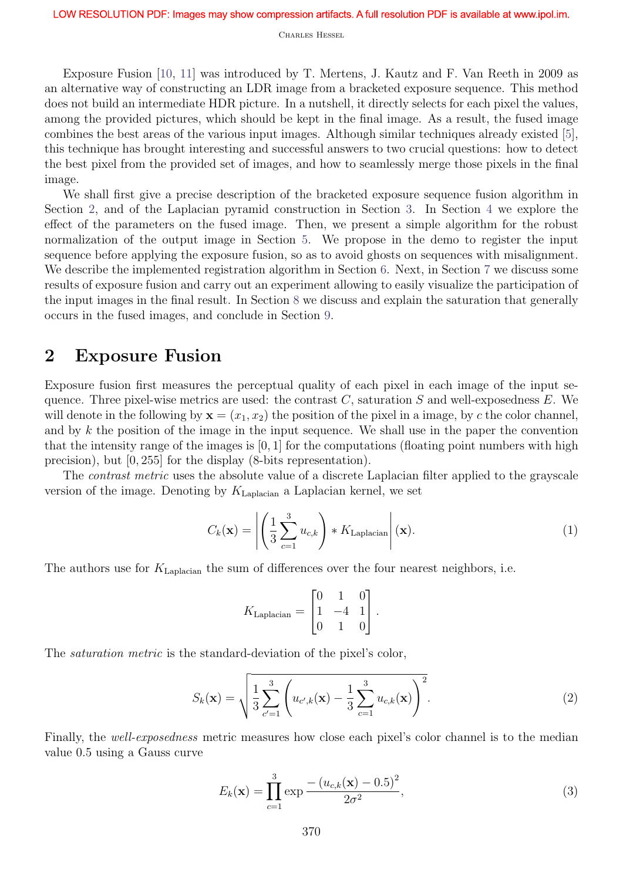Exposure Fusion [10, 11] was introduced by T. Mertens, J. Kautz and F. Van Reeth in 2009 as an alternative way of constructing an LDR image from a bracketed exposure sequence. This method does not build an intermediate HDR picture. In a nutshell, it directly selects for each pixel the values, among the provided pictures, which should be kept in the final image. As a result, the fused image combines the best areas of the various input images. Although similar techniques already existed [5], this technique has brought interesting and successful answers to two crucial questions: how to detect the best pixel from the provided set of images, and how to seamlessly merge those pixels in the final image.

We shall first give a precise description of the bracketed exposure sequence fusion algorithm in Section 2, and of the Laplacian pyramid construction in Section 3. In Section 4 we explore the effect of the parameters on the fused image. Then, we present a simple algorithm for the robust normalization of the output image in Section 5. We propose in the demo to register the input sequence before applying the exposure fusion, so as to avoid ghosts on sequences with misalignment. We describe the implemented registration algorithm in Section 6. Next, in Section 7 we discuss some results of exposure fusion and carry out an experiment allowing to easily visualize the participation of the input images in the final result. In Section 8 we discuss and explain the saturation that generally occurs in the fused images, and conclude in Section 9.

## 2 Exposure Fusion

Exposure fusion first measures the perceptual quality of each pixel in each image of the input sequence. Three pixel-wise metrics are used: the contrast $C$, saturation $S$ and well-exposedness $E$. We will denote in the following by $\mathbf{x} = (x_1, x_2)$ the position of the pixel in a image, by $c$ the color channel, and by $k$ the position of the image in the input sequence. We shall use in the paper the convention that the intensity range of the images is $[0, 1]$ for the computations (floating point numbers with high precision), but $[0, 255]$ for the display (8-bits representation).

The *contrast metric* uses the absolute value of a discrete Laplacian filter applied to the grayscale version of the image. Denoting by $K_{\text{Laplacian}}$ a Laplacian kernel, we set

$$C_k(\mathbf{x}) = \left| \left( \frac{1}{3} \sum_{c=1}^{3} u_{c,k} \right) * K_{\text{Laplacian}} \right| (\mathbf{x}). \tag{1}$$

The authors use for $K_{\text{Laplacian}}$ the sum of differences over the four nearest neighbors, i.e.

$$K_{\text{Laplacian}} = \begin{bmatrix} 0 & 1 & 0 \\ 1 & -4 & 1 \\ 0 & 1 & 0 \end{bmatrix}.$$

The *saturation metric* is the standard-deviation of the pixel's color,

$$S_k(\mathbf{x}) = \sqrt{\frac{1}{3} \sum_{c'=1}^{3} \left( u_{c',k}(\mathbf{x}) - \frac{1}{3} \sum_{c=1}^{3} u_{c,k}(\mathbf{x}) \right)^2}. \tag{2}$$

Finally, the *well-exposedness* metric measures how close each pixel's color channel is to the median value 0.5 using a Gauss curve

$$E_k(\mathbf{x}) = \prod_{c=1}^{3} \exp \frac{-\left(u_{c,k}(\mathbf{x}) - 0.5\right)^2}{2\sigma^2}, \tag{3}$$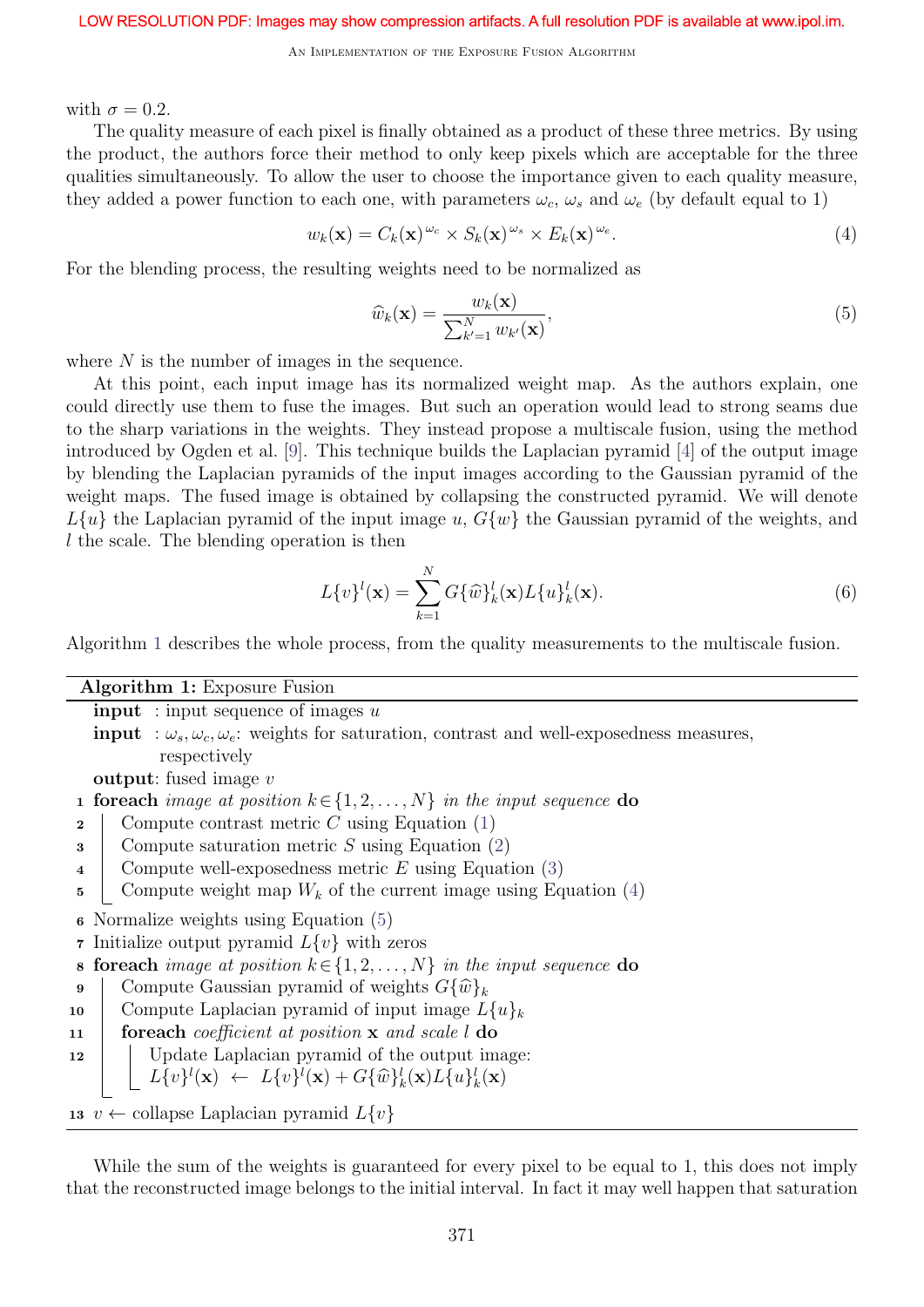with $\sigma = 0.2$.

The quality measure of each pixel is finally obtained as a product of these three metrics. By using the product, the authors force their method to only keep pixels which are acceptable for the three qualities simultaneously. To allow the user to choose the importance given to each quality measure, they added a power function to each one, with parameters $\omega_c$, $\omega_s$ and $\omega_e$ (by default equal to 1)

$$w_k(\mathbf{x}) = C_k(\mathbf{x})^{\omega_c} \times S_k(\mathbf{x})^{\omega_s} \times E_k(\mathbf{x})^{\omega_e}. \tag{4}$$

For the blending process, the resulting weights need to be normalized as

$$\widehat{w}_k(\mathbf{x}) = \frac{w_k(\mathbf{x})}{\sum_{k'=1}^{N} w_{k'}(\mathbf{x})}, \tag{5}$$

where $N$ is the number of images in the sequence.

At this point, each input image has its normalized weight map. As the authors explain, one could directly use them to fuse the images. But such an operation would lead to strong seams due to the sharp variations in the weights. They instead propose a multiscale fusion, using the method introduced by Ogden et al. [9]. This technique builds the Laplacian pyramid [4] of the output image by blending the Laplacian pyramids of the input images according to the Gaussian pyramid of the weight maps. The fused image is obtained by collapsing the constructed pyramid. We will denote $L\{u\}$ the Laplacian pyramid of the input image $u$, $G\{w\}$ the Gaussian pyramid of the weights, and $l$ the scale. The blending operation is then

$$L\{v\}^l(\mathbf{x}) = \sum_{k=1}^{N} G\{\widehat{w}\}_k^l(\mathbf{x}) L\{u\}_k^l(\mathbf{x}). \tag{6}$$

Algorithm 1 describes the whole process, from the quality measurements to the multiscale fusion.

**Algorithm 1:** Exposure Fusion

**input** : input sequence of images $u$
**input** : $\omega_s, \omega_c, \omega_e$: weights for saturation, contrast and well-exposedness measures, respectively
**output**: fused image $v$

1 **foreach** *image at position* $k \in \{1, 2, \dots, N\}$ *in the input sequence* **do**
2 &nbsp;&nbsp;&nbsp;&nbsp;Compute contrast metric $C$ using Equation (1)
3 &nbsp;&nbsp;&nbsp;&nbsp;Compute saturation metric $S$ using Equation (2)
4 &nbsp;&nbsp;&nbsp;&nbsp;Compute well-exposedness metric $E$ using Equation (3)
5 &nbsp;&nbsp;&nbsp;&nbsp;Compute weight map $W_k$ of the current image using Equation (4)
6 Normalize weights using Equation (5)
7 Initialize output pyramid $L\{v\}$ with zeros
8 **foreach** *image at position* $k \in \{1, 2, \dots, N\}$ *in the input sequence* **do**
9 &nbsp;&nbsp;&nbsp;&nbsp;Compute Gaussian pyramid of weights $G\{\widehat{w}\}_k$
10 &nbsp;&nbsp;&nbsp;&nbsp;Compute Laplacian pyramid of input image $L\{u\}_k$
11 &nbsp;&nbsp;&nbsp;&nbsp;**foreach** *coefficient at position* $\mathbf{x}$ *and scale* $l$ **do**
12 &nbsp;&nbsp;&nbsp;&nbsp;&nbsp;&nbsp;&nbsp;&nbsp;Update Laplacian pyramid of the output image: $L\{v\}^l(\mathbf{x}) \leftarrow L\{v\}^l(\mathbf{x}) + G\{\widehat{w}\}_k^l(\mathbf{x}) L\{u\}_k^l(\mathbf{x})$
13 $v \leftarrow$ collapse Laplacian pyramid $L\{v\}$

While the sum of the weights is guaranteed for every pixel to be equal to 1, this does not imply that the reconstructed image belongs to the initial interval. In fact it may well happen that saturation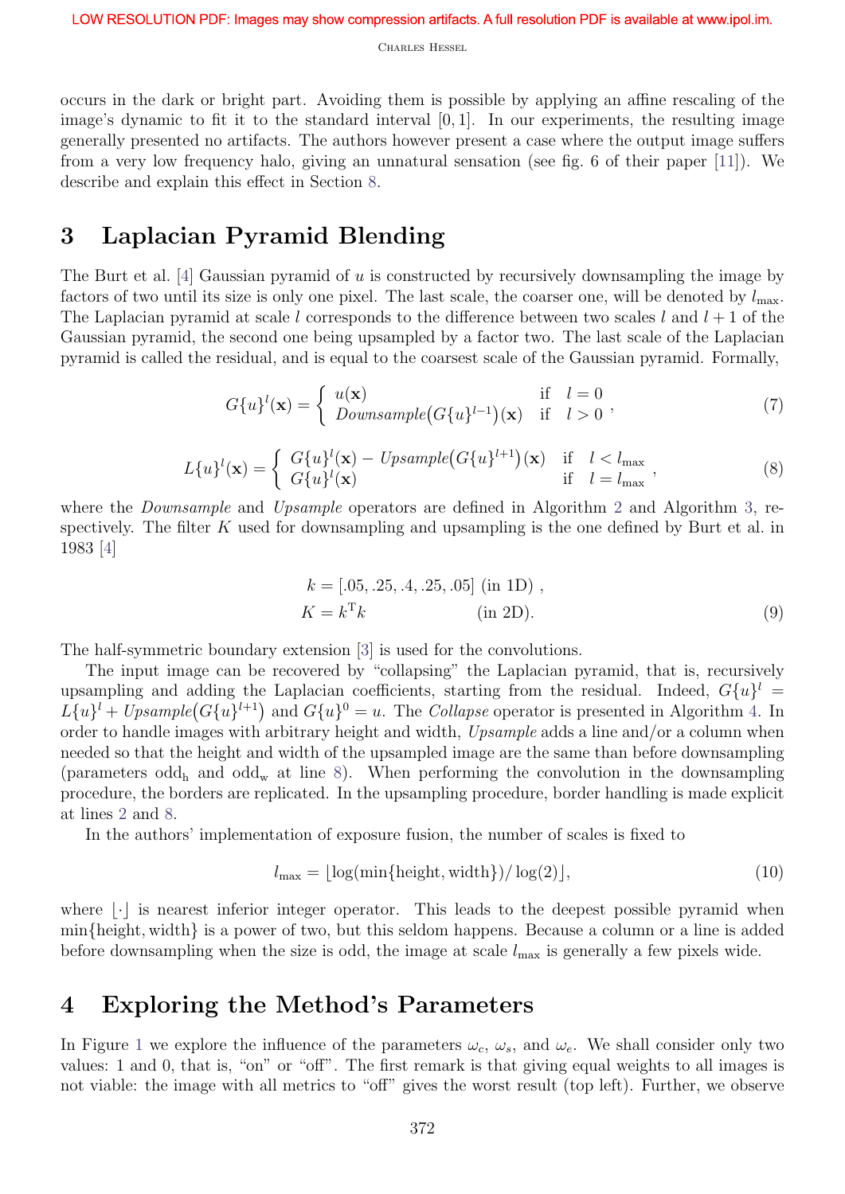occurs in the dark or bright part. Avoiding them is possible by applying an affine rescaling of the image's dynamic to fit it to the standard interval $[0, 1]$. In our experiments, the resulting image generally presented no artifacts. The authors however present a case where the output image suffers from a very low frequency halo, giving an unnatural sensation (see fig. 6 of their paper [11]). We describe and explain this effect in Section 8.

## 3 Laplacian Pyramid Blending

The Burt et al. [4] Gaussian pyramid of $u$ is constructed by recursively downsampling the image by factors of two until its size is only one pixel. The last scale, the coarser one, will be denoted by $l_{\max}$. The Laplacian pyramid at scale $l$ corresponds to the difference between two scales $l$ and $l+1$ of the Gaussian pyramid, the second one being upsampled by a factor two. The last scale of the Laplacian pyramid is called the residual, and is equal to the coarsest scale of the Gaussian pyramid. Formally,

$$G\{u\}^l(\mathbf{x}) = \begin{cases} u(\mathbf{x}) & \text{if} \quad l = 0 \\ \mathit{Downsample}\big(G\{u\}^{l-1}\big)(\mathbf{x}) & \text{if} \quad l > 0 \end{cases}, \tag{7}$$

$$L\{u\}^l(\mathbf{x}) = \begin{cases} G\{u\}^l(\mathbf{x}) - \mathit{Upsample}\big(G\{u\}^{l+1}\big)(\mathbf{x}) & \text{if} \quad l < l_{\max} \\ G\{u\}^l(\mathbf{x}) & \text{if} \quad l = l_{\max} \end{cases}, \tag{8}$$

where the *Downsample* and *Upsample* operators are defined in Algorithm 2 and Algorithm 3, respectively. The filter $K$ used for downsampling and upsampling is the one defined by Burt et al. in 1983 [4]

$$\begin{aligned} k &= [.05, .25, .4, .25, .05] \text{ (in 1D)}, \\ K &= k^{\mathrm{T}} k \qquad\qquad\qquad\quad \text{(in 2D)}. \end{aligned} \tag{9}$$

The half-symmetric boundary extension [3] is used for the convolutions.

The input image can be recovered by "collapsing" the Laplacian pyramid, that is, recursively upsampling and adding the Laplacian coefficients, starting from the residual. Indeed, $G\{u\}^l = L\{u\}^l + \mathit{Upsample}\big(G\{u\}^{l+1}\big)$ and $G\{u\}^0 = u$. The *Collapse* operator is presented in Algorithm 4. In order to handle images with arbitrary height and width, *Upsample* adds a line and/or a column when needed so that the height and width of the upsampled image are the same than before downsampling (parameters $\text{odd}_\text{h}$ and $\text{odd}_\text{w}$ at line 8). When performing the convolution in the downsampling procedure, the borders are replicated. In the upsampling procedure, border handling is made explicit at lines 2 and 8.

In the authors' implementation of exposure fusion, the number of scales is fixed to

$$l_{\max} = \lfloor \log(\min\{\text{height}, \text{width}\}) / \log(2) \rfloor, \tag{10}$$

where $\lfloor \cdot \rfloor$ is nearest inferior integer operator. This leads to the deepest possible pyramid when $\min\{\text{height}, \text{width}\}$ is a power of two, but this seldom happens. Because a column or a line is added before downsampling when the size is odd, the image at scale $l_{\max}$ is generally a few pixels wide.

## 4 Exploring the Method's Parameters

In Figure 1 we explore the influence of the parameters $\omega_c$, $\omega_s$, and $\omega_e$. We shall consider only two values: 1 and 0, that is, "on" or "off". The first remark is that giving equal weights to all images is not viable: the image with all metrics to "off" gives the worst result (top left). Further, we observe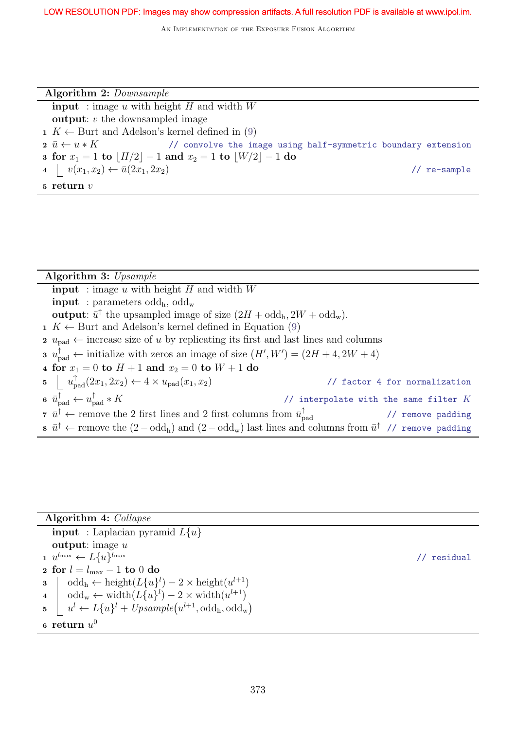**Algorithm 2:** *Downsample*

**input** : image $u$ with height $H$ and width $W$

**output**: $v$ the downsampled image

1. $K \leftarrow$ Burt and Adelson's kernel defined in (9)
2. $\bar{u} \leftarrow u * K$ `// convolve the image using half-symmetric boundary extension`
3. **for** $x_1 = 1$ **to** $\lfloor H/2 \rfloor - 1$ **and** $x_2 = 1$ **to** $\lfloor W/2 \rfloor - 1$ **do**
4. $\quad v(x_1, x_2) \leftarrow \bar{u}(2x_1, 2x_2)$ `// re-sample`
5. **return** $v$

**Algorithm 3:** *Upsample*

**input** : image $u$ with height $H$ and width $W$

**input** : parameters $\text{odd}_\text{h}$, $\text{odd}_\text{w}$

**output**: $\bar{u}^{\uparrow}$ the upsampled image of size $(2H + \text{odd}_\text{h}, 2W + \text{odd}_\text{w})$.

1. $K \leftarrow$ Burt and Adelson's kernel defined in Equation (9)
2. $u_{\text{pad}} \leftarrow$ increase size of $u$ by replicating its first and last lines and columns
3. $u^{\uparrow}_{\text{pad}} \leftarrow$ initialize with zeros an image of size $(H', W') = (2H + 4, 2W + 4)$
4. **for** $x_1 = 0$ **to** $H + 1$ **and** $x_2 = 0$ **to** $W + 1$ **do**
5. $\quad u^{\uparrow}_{\text{pad}}(2x_1, 2x_2) \leftarrow 4 \times u_{\text{pad}}(x_1, x_2)$ `// factor 4 for normalization`
6. $\bar{u}^{\uparrow}_{\text{pad}} \leftarrow u^{\uparrow}_{\text{pad}} * K$ `// interpolate with the same filter K`
7. $\bar{u}^{\uparrow} \leftarrow$ remove the 2 first lines and 2 first columns from $\bar{u}^{\uparrow}_{\text{pad}}$ `// remove padding`
8. $\bar{u}^{\uparrow} \leftarrow$ remove the $(2 - \text{odd}_\text{h})$ and $(2 - \text{odd}_\text{w})$ last lines and columns from $\bar{u}^{\uparrow}$ `// remove padding`

**Algorithm 4:** *Collapse*

**input** : Laplacian pyramid $L\{u\}$

**output**: image $u$

1. $u^{l_{\max}} \leftarrow L\{u\}^{l_{\max}}$ `// residual`
2. **for** $l = l_{\max} - 1$ **to** $0$ **do**
3. $\quad \text{odd}_\text{h} \leftarrow \text{height}(L\{u\}^l) - 2 \times \text{height}(u^{l+1})$
4. $\quad \text{odd}_\text{w} \leftarrow \text{width}(L\{u\}^l) - 2 \times \text{width}(u^{l+1})$
5. $\quad u^l \leftarrow L\{u\}^l + \mathit{Upsample}\big(u^{l+1}, \text{odd}_\text{h}, \text{odd}_\text{w}\big)$
6. **return** $u^0$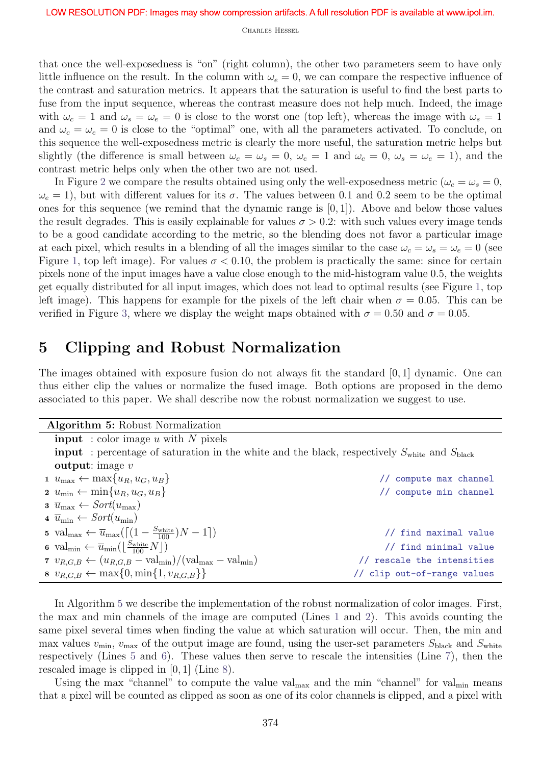that once the well-exposedness is "on" (right column), the other two parameters seem to have only little influence on the result. In the column with $\omega_e = 0$, we can compare the respective influence of the contrast and saturation metrics. It appears that the saturation is useful to find the best parts to fuse from the input sequence, whereas the contrast measure does not help much. Indeed, the image with $\omega_c = 1$ and $\omega_s = \omega_e = 0$ is close to the worst one (top left), whereas the image with $\omega_s = 1$ and $\omega_c = \omega_e = 0$ is close to the "optimal" one, with all the parameters activated. To conclude, on this sequence the well-exposedness metric is clearly the more useful, the saturation metric helps but slightly (the difference is small between $\omega_c = \omega_s = 0$, $\omega_e = 1$ and $\omega_c = 0$, $\omega_s = \omega_e = 1$), and the contrast metric helps only when the other two are not used.

In Figure 2 we compare the results obtained using only the well-exposedness metric ($\omega_c = \omega_s = 0$, $\omega_e = 1$), but with different values for its $\sigma$. The values between 0.1 and 0.2 seem to be the optimal ones for this sequence (we remind that the dynamic range is $[0, 1]$). Above and below those values the result degrades. This is easily explainable for values $\sigma > 0.2$: with such values every image tends to be a good candidate according to the metric, so the blending does not favor a particular image at each pixel, which results in a blending of all the images similar to the case $\omega_c = \omega_s = \omega_e = 0$ (see Figure 1, top left image). For values $\sigma < 0.10$, the problem is practically the same: since for certain pixels none of the input images have a value close enough to the mid-histogram value 0.5, the weights get equally distributed for all input images, which does not lead to optimal results (see Figure 1, top left image). This happens for example for the pixels of the left chair when $\sigma = 0.05$. This can be verified in Figure 3, where we display the weight maps obtained with $\sigma = 0.50$ and $\sigma = 0.05$.

## 5 Clipping and Robust Normalization

The images obtained with exposure fusion do not always fit the standard $[0, 1]$ dynamic. One can thus either clip the values or normalize the fused image. Both options are proposed in the demo associated to this paper. We shall describe now the robust normalization we suggest to use.

**Algorithm 5:** Robust Normalization

**input** : color image $u$ with $N$ pixels
**input** : percentage of saturation in the white and the black, respectively $S_{\text{white}}$ and $S_{\text{black}}$
**output**: image $v$

1. $u_{\max} \leftarrow \max\{u_R, u_G, u_B\}$ // compute max channel
2. $u_{\min} \leftarrow \min\{u_R, u_G, u_B\}$ // compute min channel
3. $\overline{u}_{\max} \leftarrow Sort(u_{\max})$
4. $\overline{u}_{\min} \leftarrow Sort(u_{\min})$
5. $\text{val}_{\max} \leftarrow \overline{u}_{\max}(\lceil (1 - \frac{S_{\text{white}}}{100})N - 1 \rceil)$ // find maximal value
6. $\text{val}_{\min} \leftarrow \overline{u}_{\min}(\lfloor \frac{S_{\text{white}}}{100} N \rfloor)$ // find minimal value
7. $v_{R,G,B} \leftarrow (u_{R,G,B} - \text{val}_{\min})/(\text{val}_{\max} - \text{val}_{\min})$ // rescale the intensities
8. $v_{R,G,B} \leftarrow \max\{0, \min\{1, v_{R,G,B}\}\}$ // clip out-of-range values

In Algorithm 5 we describe the implementation of the robust normalization of color images. First, the max and min channels of the image are computed (Lines 1 and 2). This avoids counting the same pixel several times when finding the value at which saturation will occur. Then, the min and max values $v_{\min}$, $v_{\max}$ of the output image are found, using the user-set parameters $S_{\text{black}}$ and $S_{\text{white}}$ respectively (Lines 5 and 6). These values then serve to rescale the intensities (Line 7), then the rescaled image is clipped in $[0, 1]$ (Line 8).

Using the max "channel" to compute the value $\text{val}_{\max}$ and the min "channel" for $\text{val}_{\min}$ means that a pixel will be counted as clipped as soon as one of its color channels is clipped, and a pixel with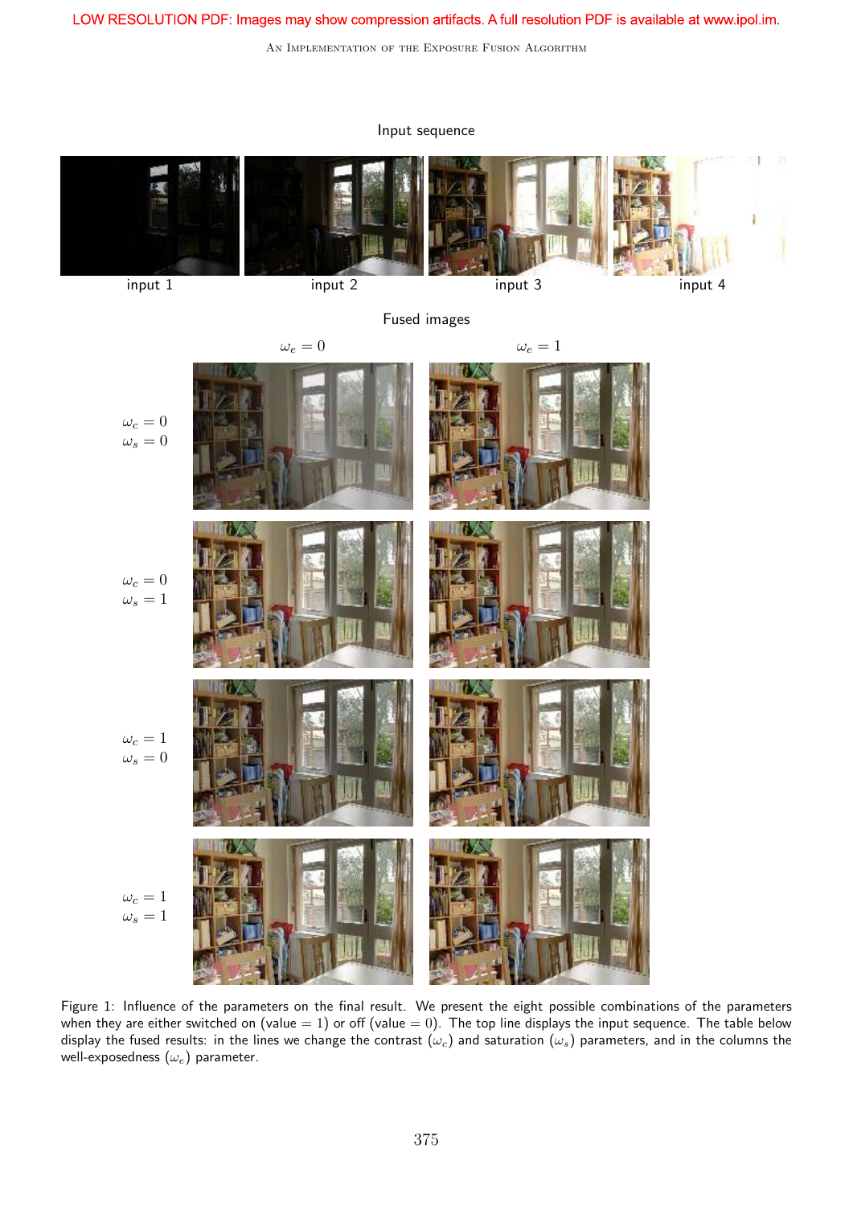Input sequence

input 1

input 2

input 3

input 4

Fused images

$\omega_e = 0$

$\omega_e = 1$

$\omega_c = 0$
$\omega_s = 0$

$\omega_c = 0$
$\omega_s = 1$

$\omega_c = 1$
$\omega_s = 0$

$\omega_c = 1$
$\omega_s = 1$

Figure 1: Influence of the parameters on the final result. We present the eight possible combinations of the parameters when they are either switched on (value $= 1$) or off (value $= 0$). The top line displays the input sequence. The table below display the fused results: in the lines we change the contrast ($\omega_c$) and saturation ($\omega_s$) parameters, and in the columns the well-exposedness ($\omega_e$) parameter.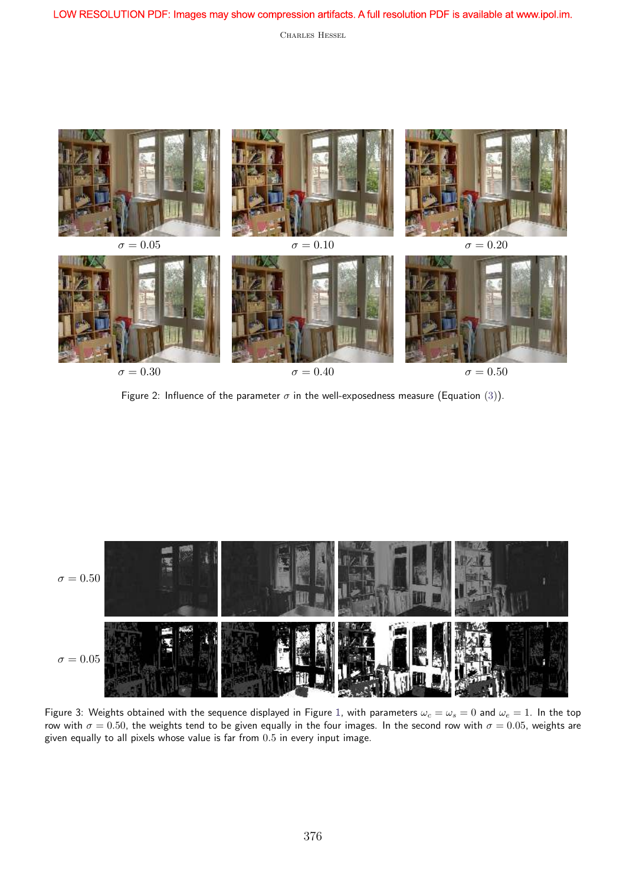LOW RESOLUTION PDF: Images may show compression artifacts. A full resolution PDF is available at www.ipol.im.

$\sigma = 0.05$

$\sigma = 0.10$

$\sigma = 0.20$

$\sigma = 0.30$

$\sigma = 0.40$

$\sigma = 0.50$

Figure 2: Influence of the parameter $\sigma$ in the well-exposedness measure (Equation (3)).

$\sigma = 0.50$

$\sigma = 0.05$

Figure 3: Weights obtained with the sequence displayed in Figure 1, with parameters $\omega_c = \omega_s = 0$ and $\omega_e = 1$. In the top row with $\sigma = 0.50$, the weights tend to be given equally in the four images. In the second row with $\sigma = 0.05$, weights are given equally to all pixels whose value is far from $0.5$ in every input image.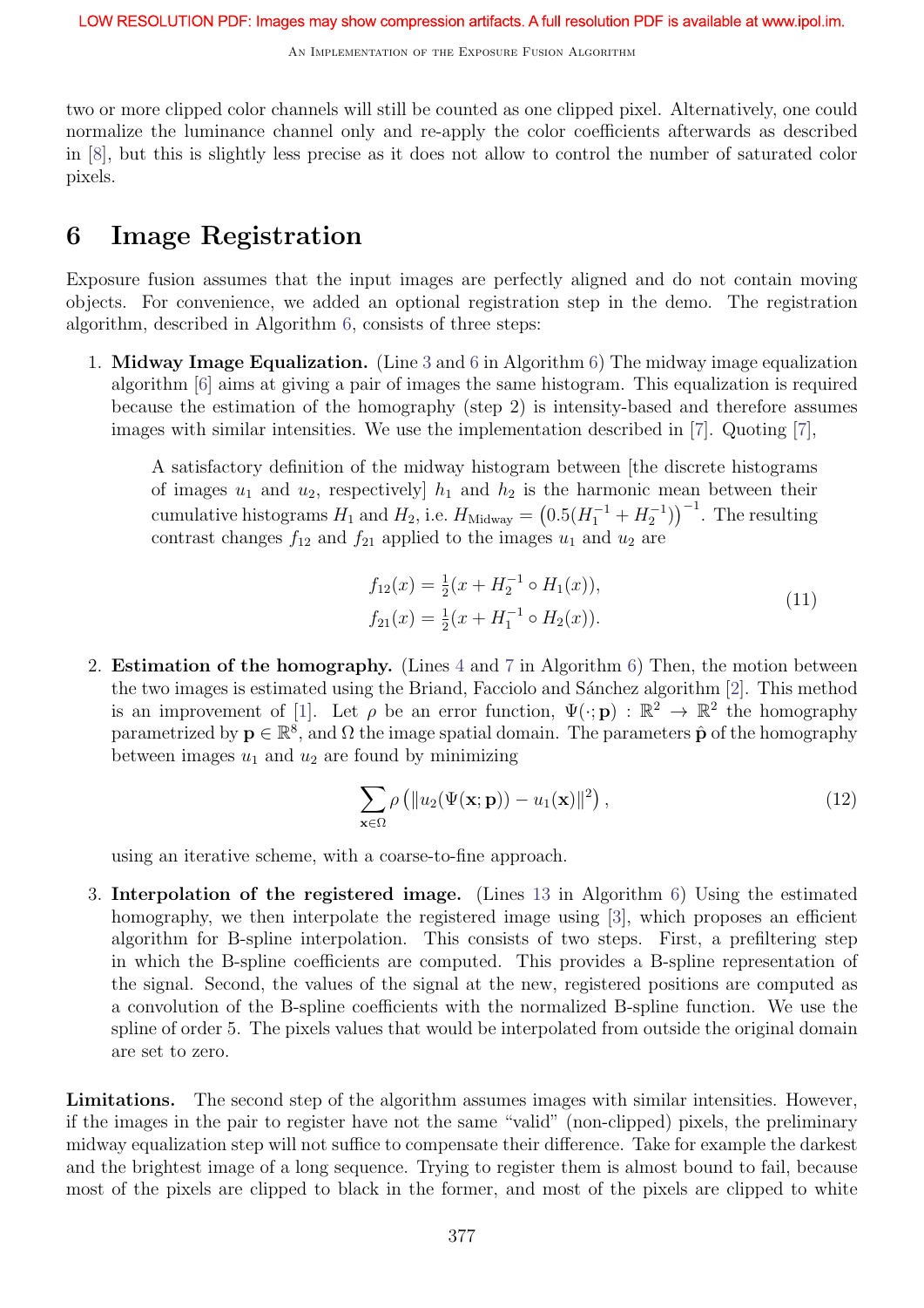two or more clipped color channels will still be counted as one clipped pixel. Alternatively, one could normalize the luminance channel only and re-apply the color coefficients afterwards as described in [8], but this is slightly less precise as it does not allow to control the number of saturated color pixels.

## 6 Image Registration

Exposure fusion assumes that the input images are perfectly aligned and do not contain moving objects. For convenience, we added an optional registration step in the demo. The registration algorithm, described in Algorithm 6, consists of three steps:

1. **Midway Image Equalization.** (Line 3 and 6 in Algorithm 6) The midway image equalization algorithm [6] aims at giving a pair of images the same histogram. This equalization is required because the estimation of the homography (step 2) is intensity-based and therefore assumes images with similar intensities. We use the implementation described in [7]. Quoting [7],

   > A satisfactory definition of the midway histogram between [the discrete histograms of images $u_1$ and $u_2$, respectively] $h_1$ and $h_2$ is the harmonic mean between their cumulative histograms $H_1$ and $H_2$, i.e. $H_{\text{Midway}} = \left(0.5(H_1^{-1} + H_2^{-1})\right)^{-1}$. The resulting contrast changes $f_{12}$ and $f_{21}$ applied to the images $u_1$ and $u_2$ are
   >
   > $$\begin{aligned} f_{12}(x) &= \tfrac{1}{2}(x + H_2^{-1} \circ H_1(x)), \\ f_{21}(x) &= \tfrac{1}{2}(x + H_1^{-1} \circ H_2(x)). \end{aligned} \tag{11}$$

2. **Estimation of the homography.** (Lines 4 and 7 in Algorithm 6) Then, the motion between the two images is estimated using the Briand, Facciolo and Sánchez algorithm [2]. This method is an improvement of [1]. Let $\rho$ be an error function, $\Psi(\cdot; \mathbf{p}) : \mathbb{R}^2 \to \mathbb{R}^2$ the homography parametrized by $\mathbf{p} \in \mathbb{R}^8$, and $\Omega$ the image spatial domain. The parameters $\hat{\mathbf{p}}$ of the homography between images $u_1$ and $u_2$ are found by minimizing

   $$\sum_{\mathbf{x} \in \Omega} \rho\left(\|u_2(\Psi(\mathbf{x}; \mathbf{p})) - u_1(\mathbf{x})\|^2\right), \tag{12}$$

   using an iterative scheme, with a coarse-to-fine approach.

3. **Interpolation of the registered image.** (Lines 13 in Algorithm 6) Using the estimated homography, we then interpolate the registered image using [3], which proposes an efficient algorithm for B-spline interpolation. This consists of two steps. First, a prefiltering step in which the B-spline coefficients are computed. This provides a B-spline representation of the signal. Second, the values of the signal at the new, registered positions are computed as a convolution of the B-spline coefficients with the normalized B-spline function. We use the spline of order 5. The pixels values that would be interpolated from outside the original domain are set to zero.

**Limitations.** The second step of the algorithm assumes images with similar intensities. However, if the images in the pair to register have not the same "valid" (non-clipped) pixels, the preliminary midway equalization step will not suffice to compensate their difference. Take for example the darkest and the brightest image of a long sequence. Trying to register them is almost bound to fail, because most of the pixels are clipped to black in the former, and most of the pixels are clipped to white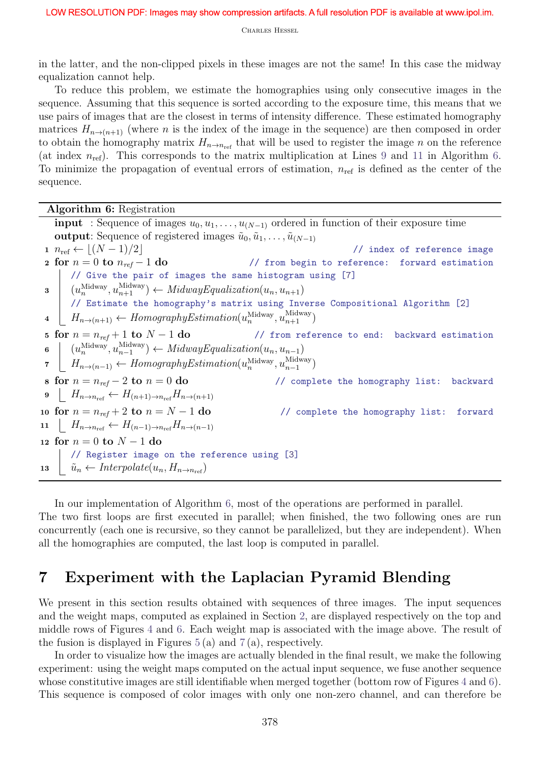in the latter, and the non-clipped pixels in these images are not the same! In this case the midway equalization cannot help.

To reduce this problem, we estimate the homographies using only consecutive images in the sequence. Assuming that this sequence is sorted according to the exposure time, this means that we use pairs of images that are the closest in terms of intensity difference. These estimated homography matrices $H_{n\to(n+1)}$ (where $n$ is the index of the image in the sequence) are then composed in order to obtain the homography matrix $H_{n\to n_{\text{ref}}}$ that will be used to register the image $n$ on the reference (at index $n_{\text{ref}}$). This corresponds to the matrix multiplication at Lines 9 and 11 in Algorithm 6. To minimize the propagation of eventual errors of estimation, $n_{\text{ref}}$ is defined as the center of the sequence.

**Algorithm 6:** Registration

**input** : Sequence of images $u_0, u_1, \ldots, u_{(N-1)}$ ordered in function of their exposure time
**output**: Sequence of registered images $\tilde{u}_0, \tilde{u}_1, \ldots, \tilde{u}_{(N-1)}$

```
1  n_ref ← ⌊(N − 1)/2⌋                                  // index of reference image
2  for n = 0 to n_ref − 1 do                 // from begin to reference: forward estimation
       // Give the pair of images the same histogram using [7]
3      (u_n^Midway, u_{n+1}^Midway) ← MidwayEqualization(u_n, u_{n+1})
       // Estimate the homography's matrix using Inverse Compositional Algorithm [2]
4      H_{n→(n+1)} ← HomographyEstimation(u_n^Midway, u_{n+1}^Midway)
5  for n = n_ref + 1 to N − 1 do              // from reference to end: backward estimation
6      (u_n^Midway, u_{n−1}^Midway) ← MidwayEqualization(u_n, u_{n−1})
7      H_{n→(n−1)} ← HomographyEstimation(u_n^Midway, u_{n−1}^Midway)
8  for n = n_ref − 2 to n = 0 do                  // complete the homography list: backward
9      H_{n→n_ref} ← H_{(n+1)→n_ref} H_{n→(n+1)}
10 for n = n_ref + 2 to n = N − 1 do               // complete the homography list: forward
11     H_{n→n_ref} ← H_{(n−1)→n_ref} H_{n→(n−1)}
12 for n = 0 to N − 1 do
       // Register image on the reference using [3]
13     ũ_n ← Interpolate(u_n, H_{n→n_ref})
```

In our implementation of Algorithm 6, most of the operations are performed in parallel. The two first loops are first executed in parallel; when finished, the two following ones are run concurrently (each one is recursive, so they cannot be parallelized, but they are independent). When all the homographies are computed, the last loop is computed in parallel.

## 7 Experiment with the Laplacian Pyramid Blending

We present in this section results obtained with sequences of three images. The input sequences and the weight maps, computed as explained in Section 2, are displayed respectively on the top and middle rows of Figures 4 and 6. Each weight map is associated with the image above. The result of the fusion is displayed in Figures 5 (a) and 7 (a), respectively.

In order to visualize how the images are actually blended in the final result, we make the following experiment: using the weight maps computed on the actual input sequence, we fuse another sequence whose constitutive images are still identifiable when merged together (bottom row of Figures 4 and 6). This sequence is composed of color images with only one non-zero channel, and can therefore be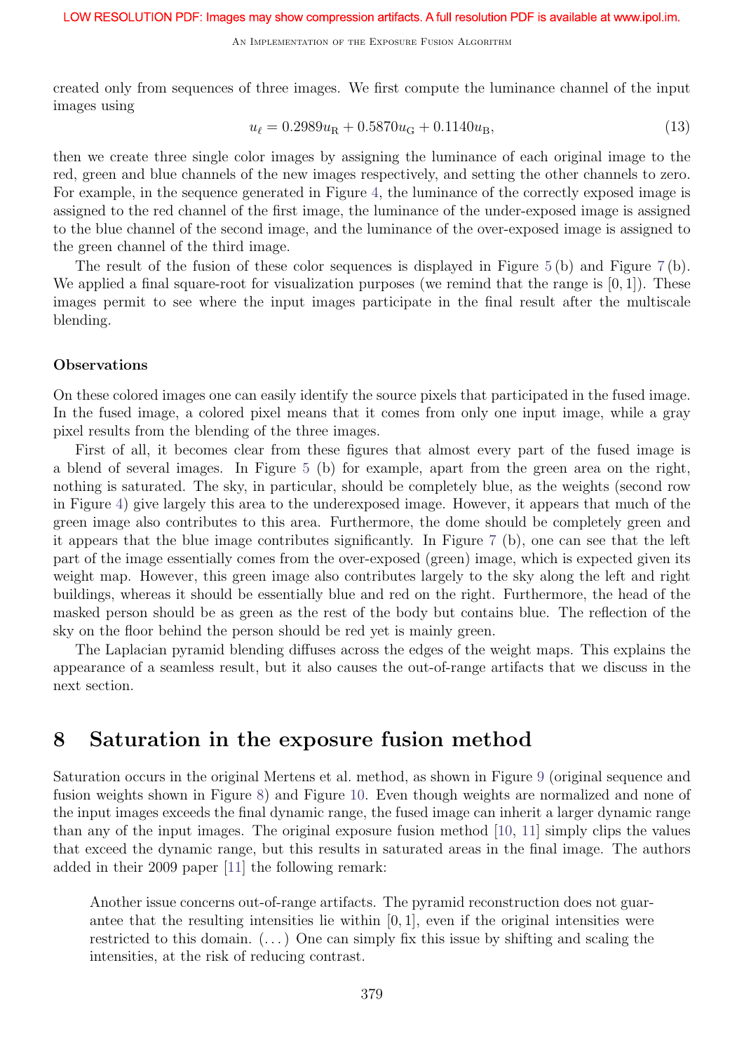created only from sequences of three images. We first compute the luminance channel of the input images using

$$u_\ell = 0.2989u_{\mathrm{R}} + 0.5870u_{\mathrm{G}} + 0.1140u_{\mathrm{B}}, \tag{13}$$

then we create three single color images by assigning the luminance of each original image to the red, green and blue channels of the new images respectively, and setting the other channels to zero. For example, in the sequence generated in Figure 4, the luminance of the correctly exposed image is assigned to the red channel of the first image, the luminance of the under-exposed image is assigned to the blue channel of the second image, and the luminance of the over-exposed image is assigned to the green channel of the third image.

The result of the fusion of these color sequences is displayed in Figure 5 (b) and Figure 7 (b). We applied a final square-root for visualization purposes (we remind that the range is $[0, 1]$). These images permit to see where the input images participate in the final result after the multiscale blending.

#### Observations

On these colored images one can easily identify the source pixels that participated in the fused image. In the fused image, a colored pixel means that it comes from only one input image, while a gray pixel results from the blending of the three images.

First of all, it becomes clear from these figures that almost every part of the fused image is a blend of several images. In Figure 5 (b) for example, apart from the green area on the right, nothing is saturated. The sky, in particular, should be completely blue, as the weights (second row in Figure 4) give largely this area to the underexposed image. However, it appears that much of the green image also contributes to this area. Furthermore, the dome should be completely green and it appears that the blue image contributes significantly. In Figure 7 (b), one can see that the left part of the image essentially comes from the over-exposed (green) image, which is expected given its weight map. However, this green image also contributes largely to the sky along the left and right buildings, whereas it should be essentially blue and red on the right. Furthermore, the head of the masked person should be as green as the rest of the body but contains blue. The reflection of the sky on the floor behind the person should be red yet is mainly green.

The Laplacian pyramid blending diffuses across the edges of the weight maps. This explains the appearance of a seamless result, but it also causes the out-of-range artifacts that we discuss in the next section.

## 8 Saturation in the exposure fusion method

Saturation occurs in the original Mertens et al. method, as shown in Figure 9 (original sequence and fusion weights shown in Figure 8) and Figure 10. Even though weights are normalized and none of the input images exceeds the final dynamic range, the fused image can inherit a larger dynamic range than any of the input images. The original exposure fusion method [10, 11] simply clips the values that exceed the dynamic range, but this results in saturated areas in the final image. The authors added in their 2009 paper [11] the following remark:

> Another issue concerns out-of-range artifacts. The pyramid reconstruction does not guarantee that the resulting intensities lie within $[0, 1]$, even if the original intensities were restricted to this domain. (...) One can simply fix this issue by shifting and scaling the intensities, at the risk of reducing contrast.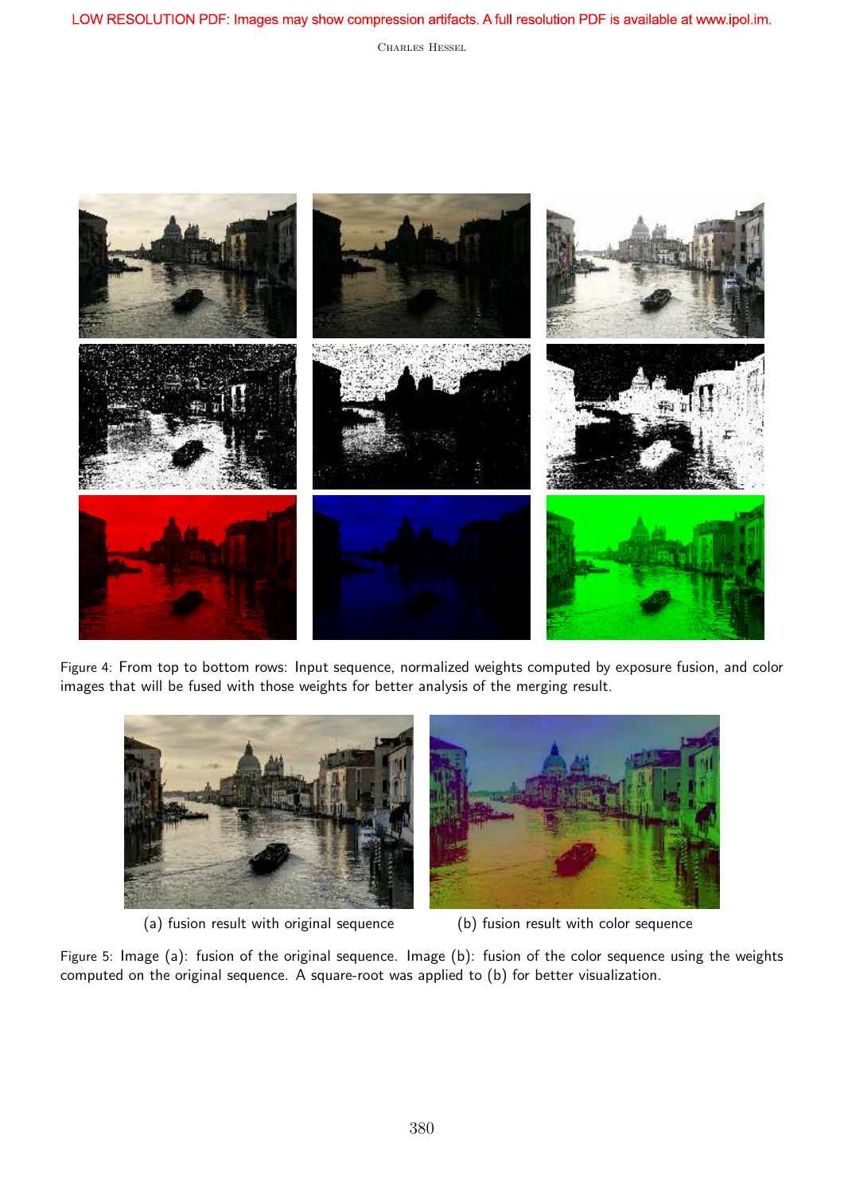Figure 4: From top to bottom rows: Input sequence, normalized weights computed by exposure fusion, and color images that will be fused with those weights for better analysis of the merging result.

(a) fusion result with original sequence

(b) fusion result with color sequence

Figure 5: Image (a): fusion of the original sequence. Image (b): fusion of the color sequence using the weights computed on the original sequence. A square-root was applied to (b) for better visualization.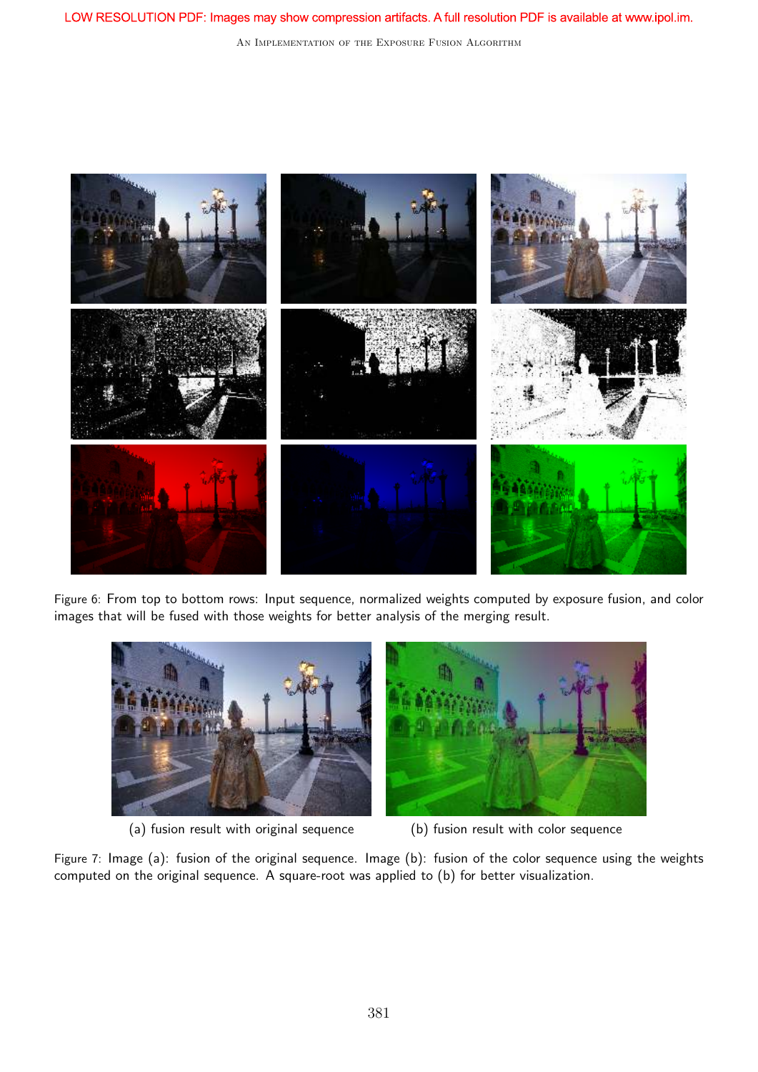Figure 6: From top to bottom rows: Input sequence, normalized weights computed by exposure fusion, and color images that will be fused with those weights for better analysis of the merging result.

(a) fusion result with original sequence

(b) fusion result with color sequence

Figure 7: Image (a): fusion of the original sequence. Image (b): fusion of the color sequence using the weights computed on the original sequence. A square-root was applied to (b) for better visualization.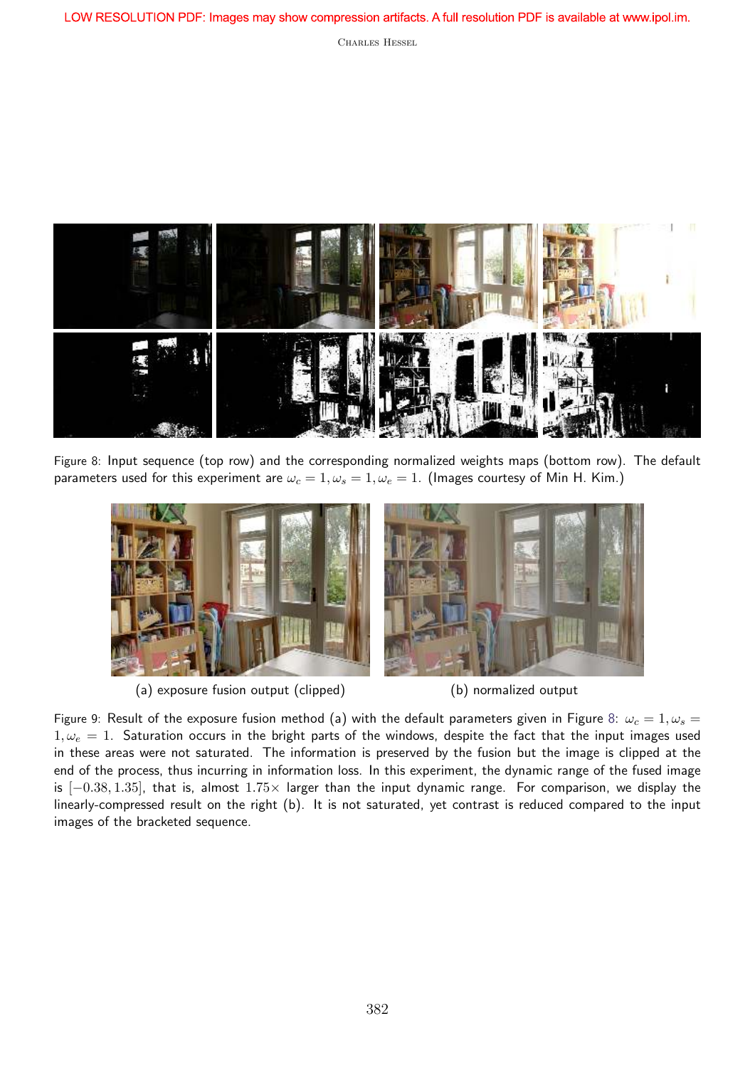LOW RESOLUTION PDF: Images may show compression artifacts. A full resolution PDF is available at www.ipol.im.

Figure 8: Input sequence (top row) and the corresponding normalized weights maps (bottom row). The default parameters used for this experiment are $\omega_c = 1, \omega_s = 1, \omega_e = 1$. (Images courtesy of Min H. Kim.)

(a) exposure fusion output (clipped)

(b) normalized output

Figure 9: Result of the exposure fusion method (a) with the default parameters given in Figure 8: $\omega_c = 1, \omega_s = 1, \omega_e = 1$. Saturation occurs in the bright parts of the windows, despite the fact that the input images used in these areas were not saturated. The information is preserved by the fusion but the image is clipped at the end of the process, thus incurring in information loss. In this experiment, the dynamic range of the fused image is $[-0.38, 1.35]$, that is, almost $1.75\times$ larger than the input dynamic range. For comparison, we display the linearly-compressed result on the right (b). It is not saturated, yet contrast is reduced compared to the input images of the bracketed sequence.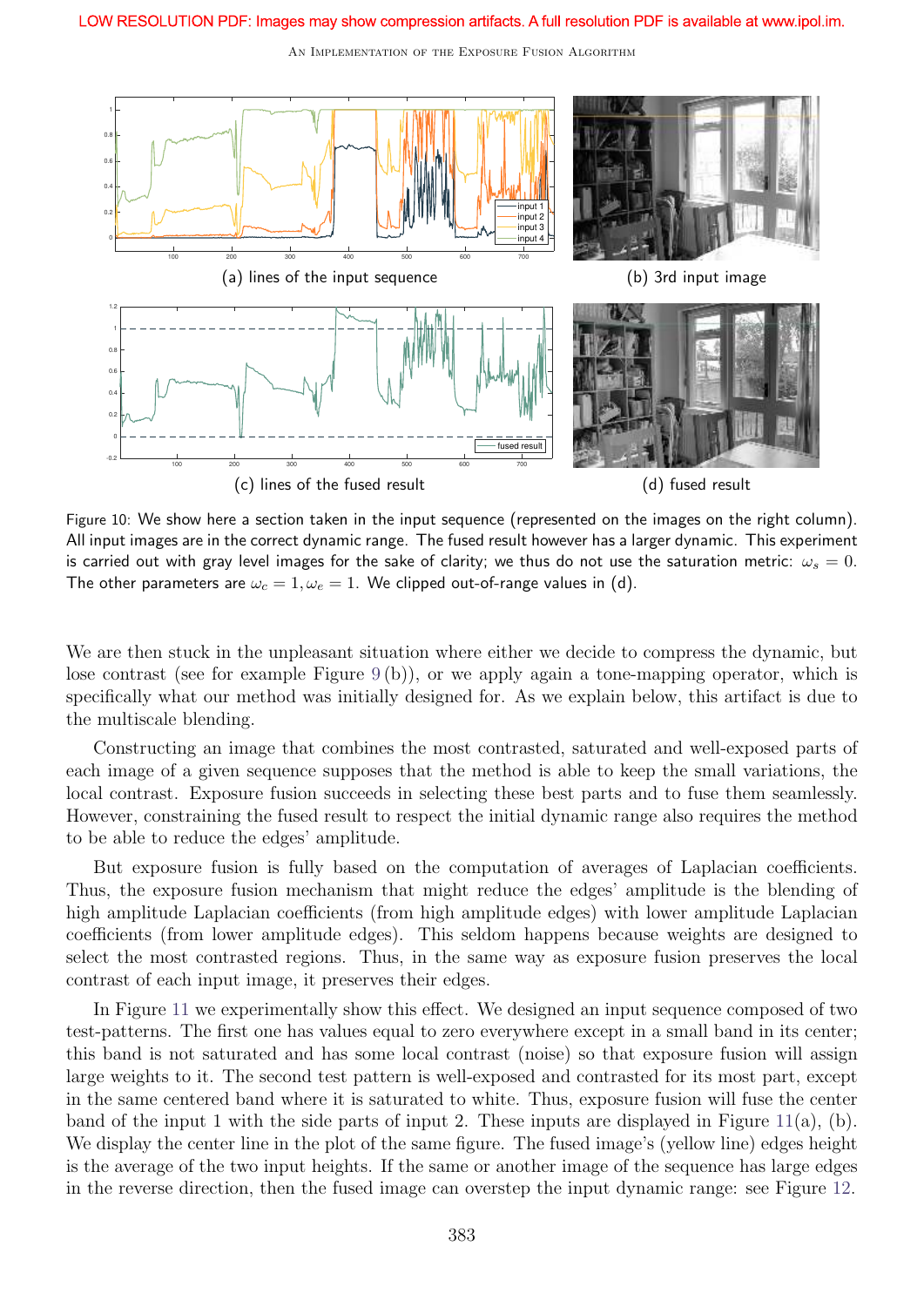LOW RESOLUTION PDF: Images may show compression artifacts. A full resolution PDF is available at www.ipol.im.

1
0.8
0.6
0.4
0.2
0
100 200 300 400 500 600 700
input 1
input 2
input 3
input 4

(a) lines of the input sequence

(b) 3rd input image

1.2
1
0.8
0.6
0.4
0.2
0
-0.2
100 200 300 400 500 600 700
fused result

(c) lines of the fused result

(d) fused result

Figure 10: We show here a section taken in the input sequence (represented on the images on the right column). All input images are in the correct dynamic range. The fused result however has a larger dynamic. This experiment is carried out with gray level images for the sake of clarity; we thus do not use the saturation metric: $\omega_s = 0$. The other parameters are $\omega_c = 1, \omega_e = 1$. We clipped out-of-range values in (d).

We are then stuck in the unpleasant situation where either we decide to compress the dynamic, but lose contrast (see for example Figure 9 (b)), or we apply again a tone-mapping operator, which is specifically what our method was initially designed for. As we explain below, this artifact is due to the multiscale blending.

Constructing an image that combines the most contrasted, saturated and well-exposed parts of each image of a given sequence supposes that the method is able to keep the small variations, the local contrast. Exposure fusion succeeds in selecting these best parts and to fuse them seamlessly. However, constraining the fused result to respect the initial dynamic range also requires the method to be able to reduce the edges' amplitude.

But exposure fusion is fully based on the computation of averages of Laplacian coefficients. Thus, the exposure fusion mechanism that might reduce the edges' amplitude is the blending of high amplitude Laplacian coefficients (from high amplitude edges) with lower amplitude Laplacian coefficients (from lower amplitude edges). This seldom happens because weights are designed to select the most contrasted regions. Thus, in the same way as exposure fusion preserves the local contrast of each input image, it preserves their edges.

In Figure 11 we experimentally show this effect. We designed an input sequence composed of two test-patterns. The first one has values equal to zero everywhere except in a small band in its center; this band is not saturated and has some local contrast (noise) so that exposure fusion will assign large weights to it. The second test pattern is well-exposed and contrasted for its most part, except in the same centered band where it is saturated to white. Thus, exposure fusion will fuse the center band of the input 1 with the side parts of input 2. These inputs are displayed in Figure 11(a), (b). We display the center line in the plot of the same figure. The fused image's (yellow line) edges height is the average of the two input heights. If the same or another image of the sequence has large edges in the reverse direction, then the fused image can overstep the input dynamic range: see Figure 12.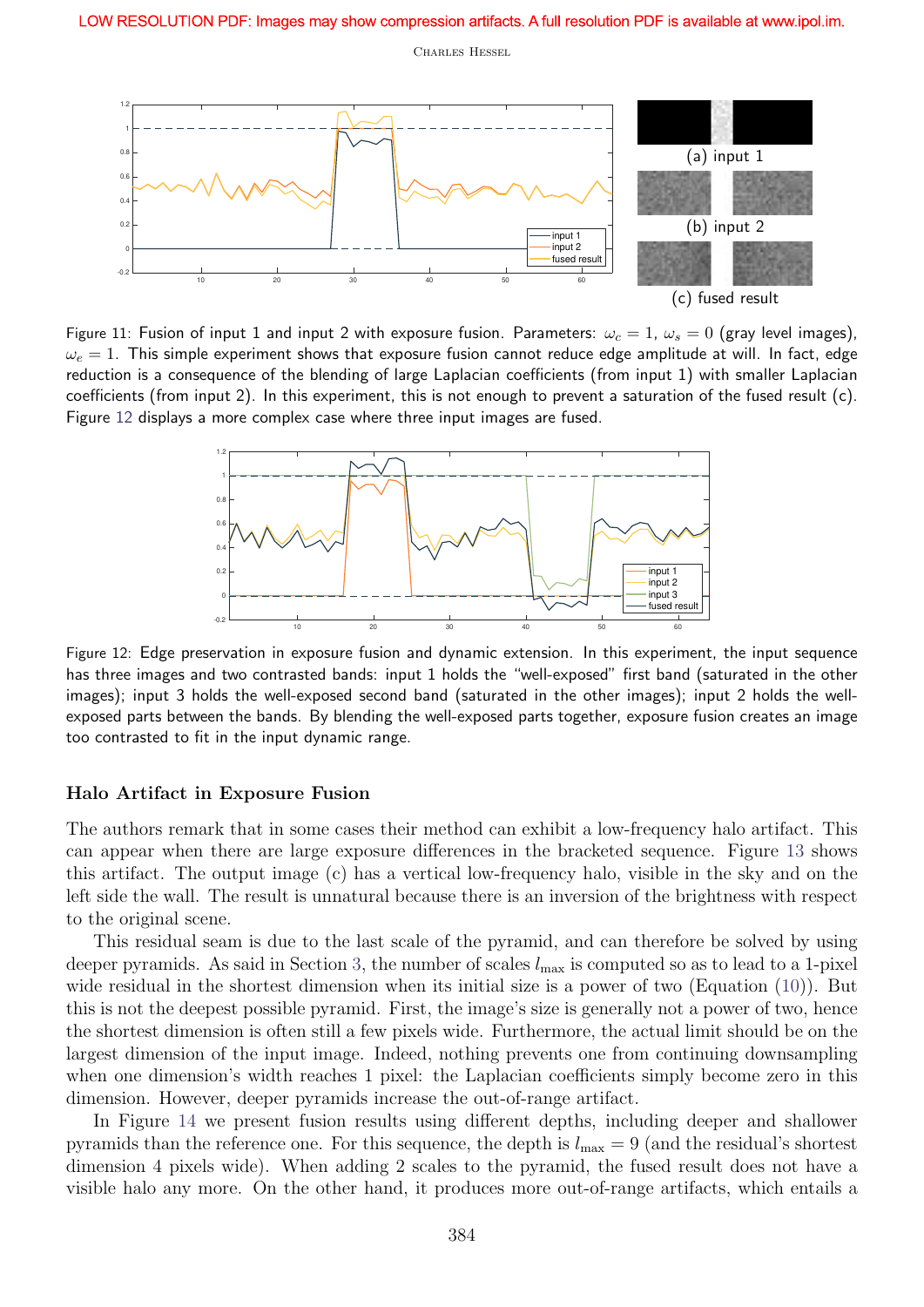LOW RESOLUTION PDF: Images may show compression artifacts. A full resolution PDF is available at www.ipol.im.

1.2
1
0.8
0.6
0.4
0.2
0
-0.2
10
20
30
40
50
60
input 1
input 2
fused result

(a) input 1

(b) input 2

(c) fused result

Figure 11: Fusion of input 1 and input 2 with exposure fusion. Parameters: $\omega_c = 1$, $\omega_s = 0$ (gray level images), $\omega_e = 1$. This simple experiment shows that exposure fusion cannot reduce edge amplitude at will. In fact, edge reduction is a consequence of the blending of large Laplacian coefficients (from input 1) with smaller Laplacian coefficients (from input 2). In this experiment, this is not enough to prevent a saturation of the fused result (c). Figure 12 displays a more complex case where three input images are fused.

1.2
1
0.8
0.6
0.4
0.2
0
-0.2
10
20
30
40
50
60
input 1
input 2
input 3
fused result

Figure 12: Edge preservation in exposure fusion and dynamic extension. In this experiment, the input sequence has three images and two contrasted bands: input 1 holds the "well-exposed" first band (saturated in the other images); input 3 holds the well-exposed second band (saturated in the other images); input 2 holds the well-exposed parts between the bands. By blending the well-exposed parts together, exposure fusion creates an image too contrasted to fit in the input dynamic range.

### Halo Artifact in Exposure Fusion

The authors remark that in some cases their method can exhibit a low-frequency halo artifact. This can appear when there are large exposure differences in the bracketed sequence. Figure 13 shows this artifact. The output image (c) has a vertical low-frequency halo, visible in the sky and on the left side the wall. The result is unnatural because there is an inversion of the brightness with respect to the original scene.

This residual seam is due to the last scale of the pyramid, and can therefore be solved by using deeper pyramids. As said in Section 3, the number of scales $l_{\max}$ is computed so as to lead to a 1-pixel wide residual in the shortest dimension when its initial size is a power of two (Equation (10)). But this is not the deepest possible pyramid. First, the image's size is generally not a power of two, hence the shortest dimension is often still a few pixels wide. Furthermore, the actual limit should be on the largest dimension of the input image. Indeed, nothing prevents one from continuing downsampling when one dimension's width reaches 1 pixel: the Laplacian coefficients simply become zero in this dimension. However, deeper pyramids increase the out-of-range artifact.

In Figure 14 we present fusion results using different depths, including deeper and shallower pyramids than the reference one. For this sequence, the depth is $l_{\max} = 9$ (and the residual's shortest dimension 4 pixels wide). When adding 2 scales to the pyramid, the fused result does not have a visible halo any more. On the other hand, it produces more out-of-range artifacts, which entails a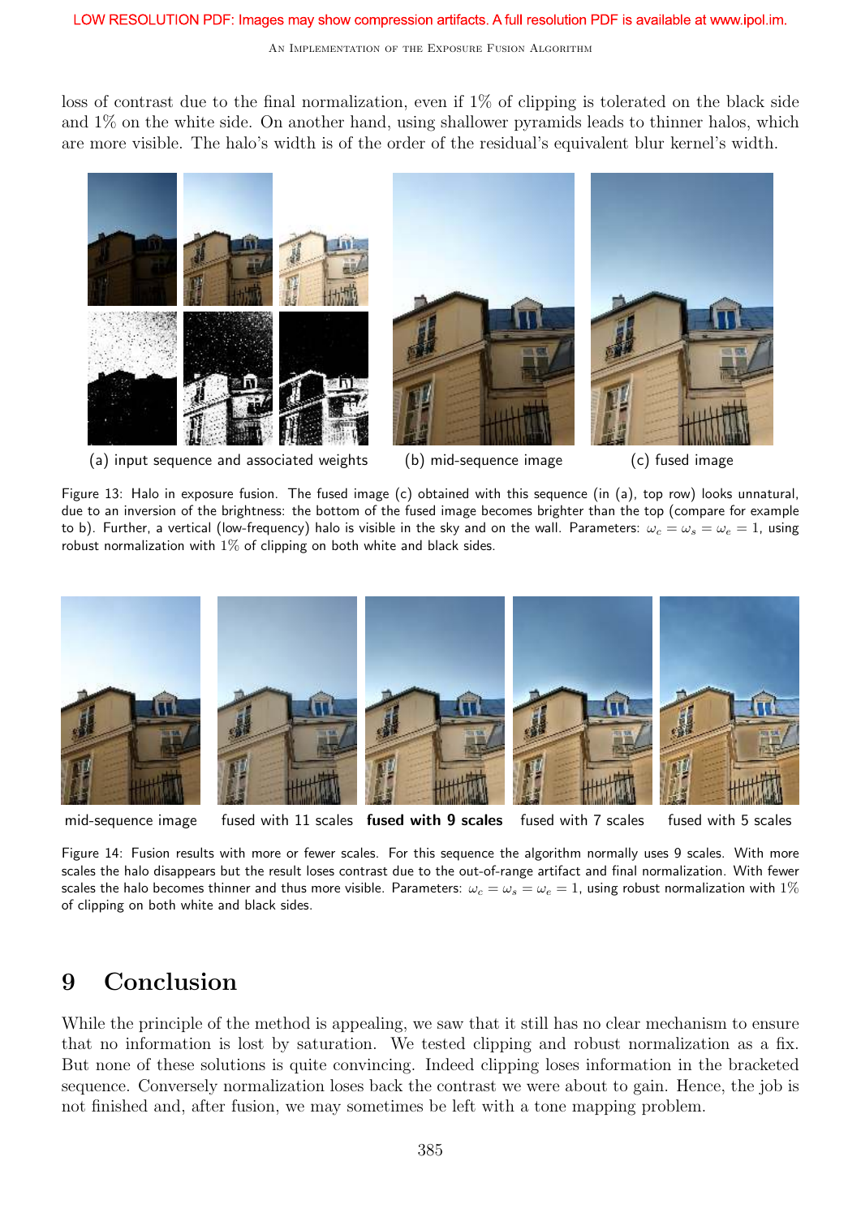loss of contrast due to the final normalization, even if 1% of clipping is tolerated on the black side and 1% on the white side. On another hand, using shallower pyramids leads to thinner halos, which are more visible. The halo's width is of the order of the residual's equivalent blur kernel's width.

(a) input sequence and associated weights (b) mid-sequence image (c) fused image

Figure 13: Halo in exposure fusion. The fused image (c) obtained with this sequence (in (a), top row) looks unnatural, due to an inversion of the brightness: the bottom of the fused image becomes brighter than the top (compare for example to b). Further, a vertical (low-frequency) halo is visible in the sky and on the wall. Parameters: $\omega_c = \omega_s = \omega_e = 1$, using robust normalization with 1% of clipping on both white and black sides.

mid-sequence image fused with 11 scales **fused with 9 scales** fused with 7 scales fused with 5 scales

Figure 14: Fusion results with more or fewer scales. For this sequence the algorithm normally uses 9 scales. With more scales the halo disappears but the result loses contrast due to the out-of-range artifact and final normalization. With fewer scales the halo becomes thinner and thus more visible. Parameters: $\omega_c = \omega_s = \omega_e = 1$, using robust normalization with 1% of clipping on both white and black sides.

# 9 Conclusion

While the principle of the method is appealing, we saw that it still has no clear mechanism to ensure that no information is lost by saturation. We tested clipping and robust normalization as a fix. But none of these solutions is quite convincing. Indeed clipping loses information in the bracketed sequence. Conversely normalization loses back the contrast we were about to gain. Hence, the job is not finished and, after fusion, we may sometimes be left with a tone mapping problem.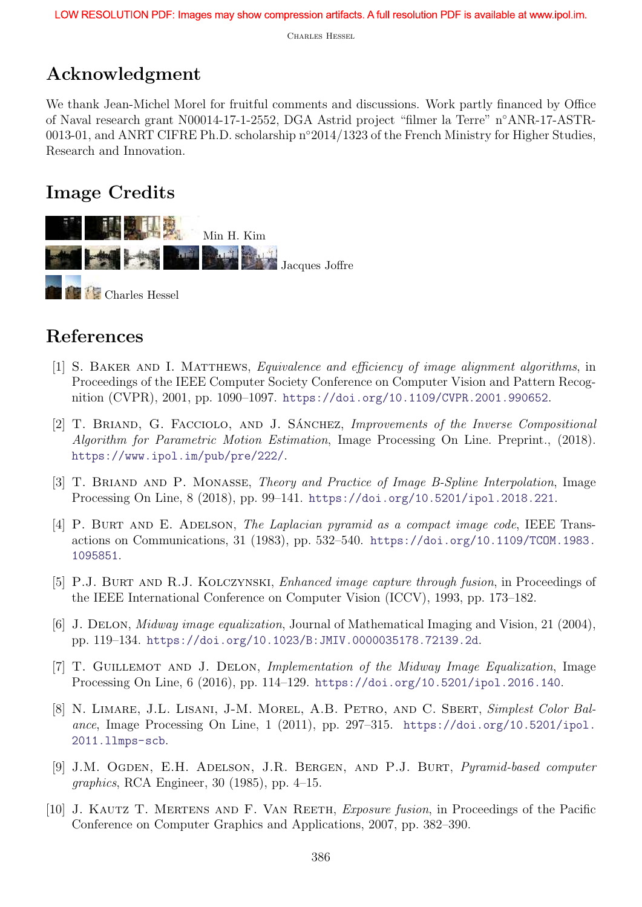LOW RESOLUTION PDF: Images may show compression artifacts. A full resolution PDF is available at www.ipol.im.

## Acknowledgment

We thank Jean-Michel Morel for fruitful comments and discussions. Work partly financed by Office of Naval research grant N00014-17-1-2552, DGA Astrid project "filmer la Terre" n°ANR-17-ASTR-0013-01, and ANRT CIFRE Ph.D. scholarship n°2014/1323 of the French Ministry for Higher Studies, Research and Innovation.

## Image Credits

Min H. Kim

Jacques Joffre

Charles Hessel

## References

[1] S. Baker and I. Matthews, *Equivalence and efficiency of image alignment algorithms*, in Proceedings of the IEEE Computer Society Conference on Computer Vision and Pattern Recognition (CVPR), 2001, pp. 1090–1097. https://doi.org/10.1109/CVPR.2001.990652.

[2] T. Briand, G. Facciolo, and J. Sánchez, *Improvements of the Inverse Compositional Algorithm for Parametric Motion Estimation*, Image Processing On Line. Preprint., (2018). https://www.ipol.im/pub/pre/222/.

[3] T. Briand and P. Monasse, *Theory and Practice of Image B-Spline Interpolation*, Image Processing On Line, 8 (2018), pp. 99–141. https://doi.org/10.5201/ipol.2018.221.

[4] P. Burt and E. Adelson, *The Laplacian pyramid as a compact image code*, IEEE Transactions on Communications, 31 (1983), pp. 532–540. https://doi.org/10.1109/TCOM.1983.1095851.

[5] P.J. Burt and R.J. Kolczynski, *Enhanced image capture through fusion*, in Proceedings of the IEEE International Conference on Computer Vision (ICCV), 1993, pp. 173–182.

[6] J. Delon, *Midway image equalization*, Journal of Mathematical Imaging and Vision, 21 (2004), pp. 119–134. https://doi.org/10.1023/B:JMIV.0000035178.72139.2d.

[7] T. Guillemot and J. Delon, *Implementation of the Midway Image Equalization*, Image Processing On Line, 6 (2016), pp. 114–129. https://doi.org/10.5201/ipol.2016.140.

[8] N. Limare, J.L. Lisani, J-M. Morel, A.B. Petro, and C. Sbert, *Simplest Color Balance*, Image Processing On Line, 1 (2011), pp. 297–315. https://doi.org/10.5201/ipol.2011.llmps-scb.

[9] J.M. Ogden, E.H. Adelson, J.R. Bergen, and P.J. Burt, *Pyramid-based computer graphics*, RCA Engineer, 30 (1985), pp. 4–15.

[10] J. Kautz T. Mertens and F. Van Reeth, *Exposure fusion*, in Proceedings of the Pacific Conference on Computer Graphics and Applications, 2007, pp. 382–390.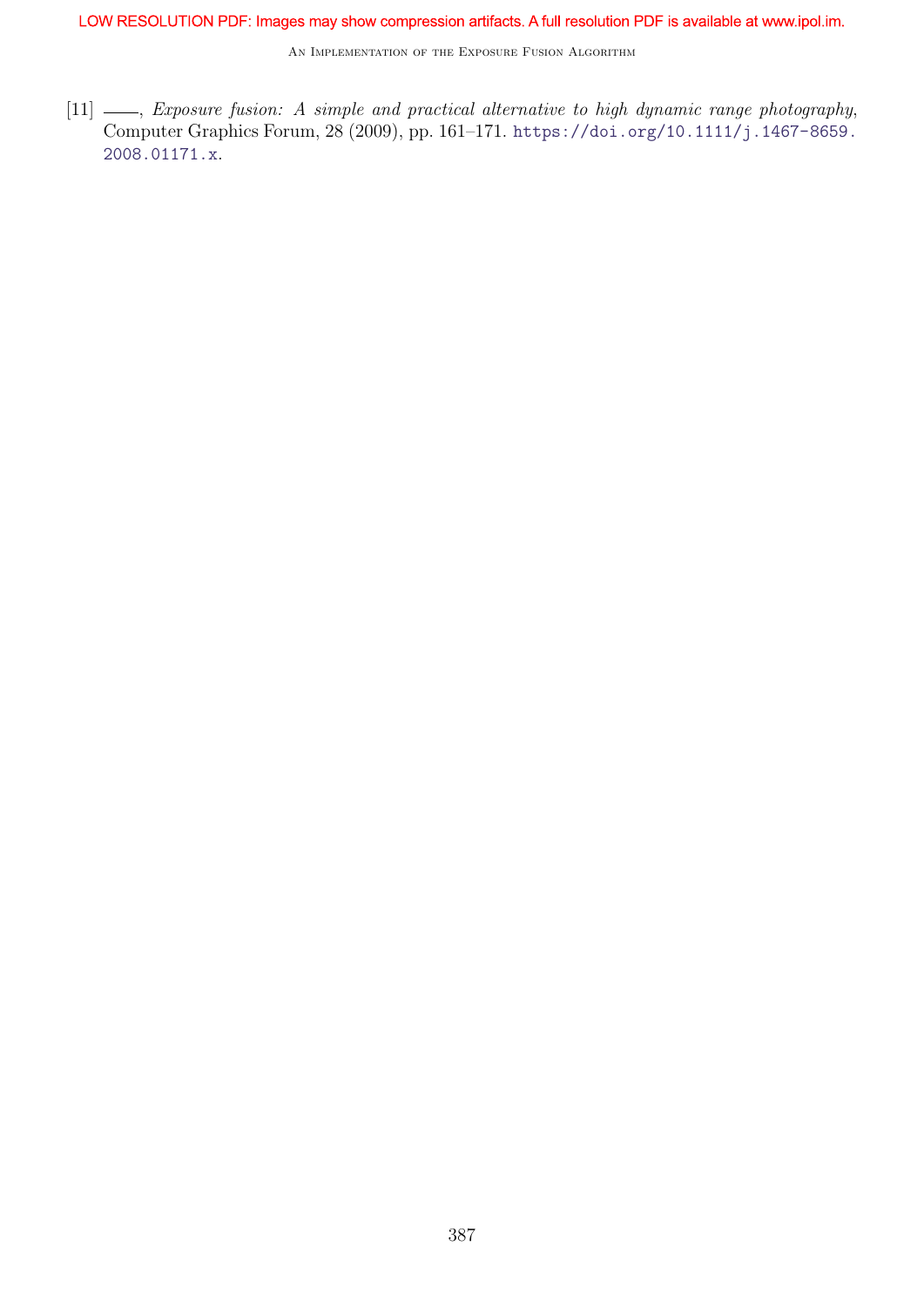[11] ——, *Exposure fusion: A simple and practical alternative to high dynamic range photography*, Computer Graphics Forum, 28 (2009), pp. 161–171. https://doi.org/10.1111/j.1467-8659.2008.01171.x.